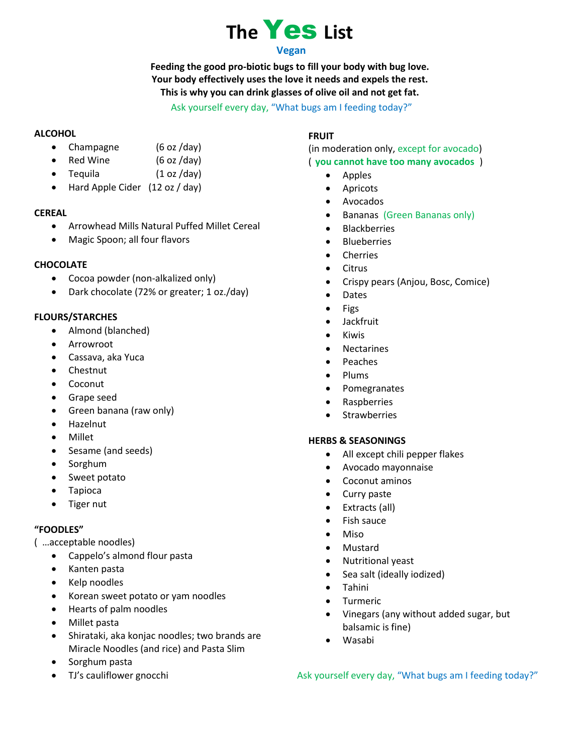# The Yes List

## Vegan

**Feeding the good pro-biotic bugs to fill your body with bug love.**
**Your body effectively uses the love it needs and expels the rest.**
**This is why you can drink glasses of olive oil and not get fat.**

Ask yourself every day, "What bugs am I feeding today?"

**ALCOHOL**

- Champagne (6 oz /day)
- Red Wine (6 oz /day)
- Tequila (1 oz /day)
- Hard Apple Cider (12 oz / day)

**CEREAL**

- Arrowhead Mills Natural Puffed Millet Cereal
- Magic Spoon; all four flavors

**CHOCOLATE**

- Cocoa powder (non-alkalized only)
- Dark chocolate (72% or greater; 1 oz./day)

**FLOURS/STARCHES**

- Almond (blanched)
- Arrowroot
- Cassava, aka Yuca
- Chestnut
- Coconut
- Grape seed
- Green banana (raw only)
- Hazelnut
- Millet
- Sesame (and seeds)
- Sorghum
- Sweet potato
- Tapioca
- Tiger nut

**"FOODLES"**

( …acceptable noodles)

- Cappelo's almond flour pasta
- Kanten pasta
- Kelp noodles
- Korean sweet potato or yam noodles
- Hearts of palm noodles
- Millet pasta
- Shirataki, aka konjac noodles; two brands are Miracle Noodles (and rice) and Pasta Slim
- Sorghum pasta
- TJ's cauliflower gnocchi

**FRUIT**

(in moderation only, except for avocado)

( **you cannot have too many avocados** )

- Apples
- Apricots
- Avocados
- Bananas (Green Bananas only)
- Blackberries
- Blueberries
- Cherries
- Citrus
- Crispy pears (Anjou, Bosc, Comice)
- Dates
- Figs
- Jackfruit
- Kiwis
- Nectarines
- Peaches
- Plums
- Pomegranates
- Raspberries
- Strawberries

**HERBS & SEASONINGS**

- All except chili pepper flakes
- Avocado mayonnaise
- Coconut aminos
- Curry paste
- Extracts (all)
- Fish sauce
- Miso
- Mustard
- Nutritional yeast
- Sea salt (ideally iodized)
- Tahini
- Turmeric
- Vinegars (any without added sugar, but balsamic is fine)
- Wasabi

Ask yourself every day, "What bugs am I feeding today?"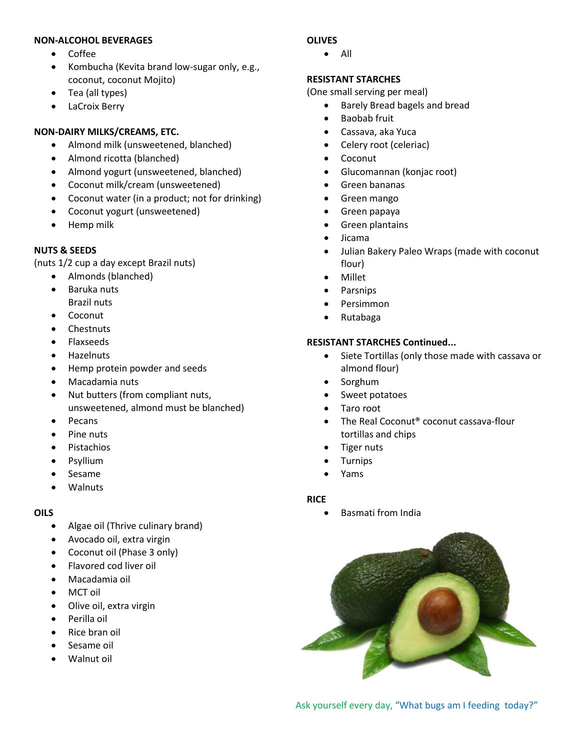**NON-ALCOHOL BEVERAGES**

- Coffee
- Kombucha (Kevita brand low-sugar only, e.g., coconut, coconut Mojito)
- Tea (all types)
- LaCroix Berry

**NON-DAIRY MILKS/CREAMS, ETC.**

- Almond milk (unsweetened, blanched)
- Almond ricotta (blanched)
- Almond yogurt (unsweetened, blanched)
- Coconut milk/cream (unsweetened)
- Coconut water (in a product; not for drinking)
- Coconut yogurt (unsweetened)
- Hemp milk

**NUTS & SEEDS**

(nuts 1/2 cup a day except Brazil nuts)

- Almonds (blanched)
- Baruka nuts
  Brazil nuts
- Coconut
- Chestnuts
- Flaxseeds
- Hazelnuts
- Hemp protein powder and seeds
- Macadamia nuts
- Nut butters (from compliant nuts, unsweetened, almond must be blanched)
- Pecans
- Pine nuts
- Pistachios
- Psyllium
- Sesame
- Walnuts

**OILS**

- Algae oil (Thrive culinary brand)
- Avocado oil, extra virgin
- Coconut oil (Phase 3 only)
- Flavored cod liver oil
- Macadamia oil
- MCT oil
- Olive oil, extra virgin
- Perilla oil
- Rice bran oil
- Sesame oil
- Walnut oil

**OLIVES**

- All

**RESISTANT STARCHES**

(One small serving per meal)

- Barely Bread bagels and bread
- Baobab fruit
- Cassava, aka Yuca
- Celery root (celeriac)
- Coconut
- Glucomannan (konjac root)
- Green bananas
- Green mango
- Green papaya
- Green plantains
- Jicama
- Julian Bakery Paleo Wraps (made with coconut flour)
- Millet
- Parsnips
- Persimmon
- Rutabaga

**RESISTANT STARCHES Continued...**

- Siete Tortillas (only those made with cassava or almond flour)
- Sorghum
- Sweet potatoes
- Taro root
- The Real Coconut® coconut cassava-flour tortillas and chips
- Tiger nuts
- Turnips
- Yams

**RICE**

- Basmati from India

Ask yourself every day, "What bugs am I feeding today?"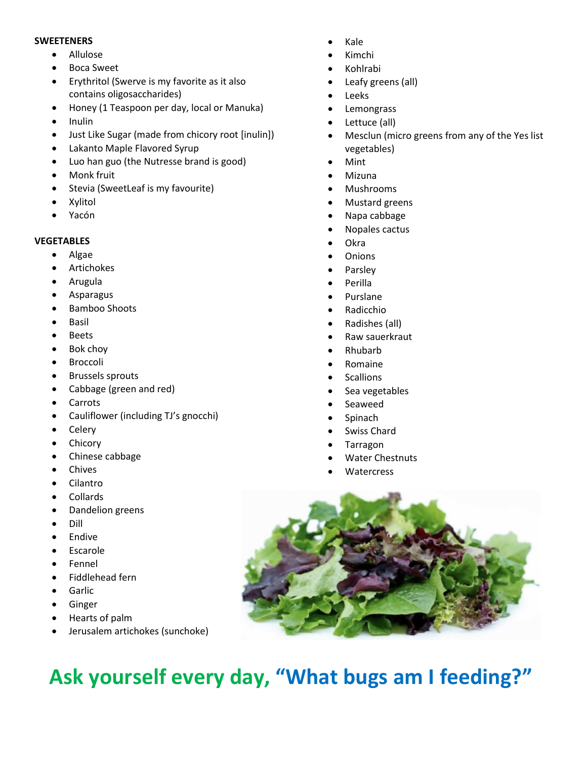**SWEETENERS**

- Allulose
- Boca Sweet
- Erythritol (Swerve is my favorite as it also contains oligosaccharides)
- Honey (1 Teaspoon per day, local or Manuka)
- Inulin
- Just Like Sugar (made from chicory root [inulin])
- Lakanto Maple Flavored Syrup
- Luo han guo (the Nutresse brand is good)
- Monk fruit
- Stevia (SweetLeaf is my favourite)
- Xylitol
- Yacón

**VEGETABLES**

- Algae
- Artichokes
- Arugula
- Asparagus
- Bamboo Shoots
- Basil
- Beets
- Bok choy
- Broccoli
- Brussels sprouts
- Cabbage (green and red)
- Carrots
- Cauliflower (including TJ's gnocchi)
- Celery
- Chicory
- Chinese cabbage
- Chives
- Cilantro
- Collards
- Dandelion greens
- Dill
- Endive
- Escarole
- Fennel
- Fiddlehead fern
- Garlic
- Ginger
- Hearts of palm
- Jerusalem artichokes (sunchoke)
- Kale
- Kimchi
- Kohlrabi
- Leafy greens (all)
- Leeks
- Lemongrass
- Lettuce (all)
- Mesclun (micro greens from any of the Yes list vegetables)
- Mint
- Mizuna
- Mushrooms
- Mustard greens
- Napa cabbage
- Nopales cactus
- Okra
- Onions
- Parsley
- Perilla
- Purslane
- Radicchio
- Radishes (all)
- Raw sauerkraut
- Rhubarb
- Romaine
- Scallions
- Sea vegetables
- Seaweed
- Spinach
- Swiss Chard
- Tarragon
- Water Chestnuts
- Watercress

## Ask yourself every day, "What bugs am I feeding?"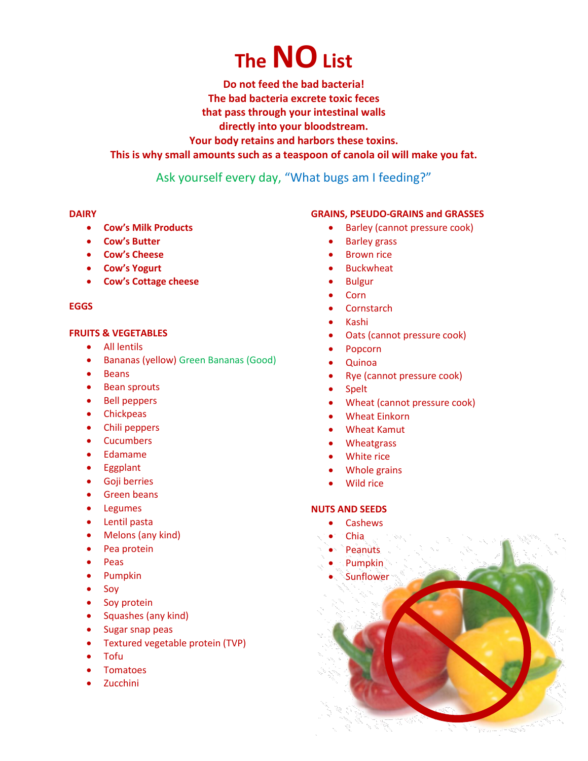# The NO List

**Do not feed the bad bacteria!**
**The bad bacteria excrete toxic feces**
**that pass through your intestinal walls**
**directly into your bloodstream.**
**Your body retains and harbors these toxins.**
**This is why small amounts such as a teaspoon of canola oil will make you fat.**

Ask yourself every day, "What bugs am I feeding?"

**DAIRY**

- **Cow's Milk Products**
- **Cow's Butter**
- **Cow's Cheese**
- **Cow's Yogurt**
- **Cow's Cottage cheese**

**EGGS**

**FRUITS & VEGETABLES**

- All lentils
- Bananas (yellow) Green Bananas (Good)
- Beans
- Bean sprouts
- Bell peppers
- Chickpeas
- Chili peppers
- Cucumbers
- Edamame
- Eggplant
- Goji berries
- Green beans
- Legumes
- Lentil pasta
- Melons (any kind)
- Pea protein
- Peas
- Pumpkin
- Soy
- Soy protein
- Squashes (any kind)
- Sugar snap peas
- Textured vegetable protein (TVP)
- Tofu
- Tomatoes
- Zucchini

**GRAINS, PSEUDO-GRAINS and GRASSES**

- Barley (cannot pressure cook)
- Barley grass
- Brown rice
- Buckwheat
- Bulgur
- Corn
- Cornstarch
- Kashi
- Oats (cannot pressure cook)
- Popcorn
- Quinoa
- Rye (cannot pressure cook)
- Spelt
- Wheat (cannot pressure cook)
- Wheat Einkorn
- Wheat Kamut
- Wheatgrass
- White rice
- Whole grains
- Wild rice

**NUTS AND SEEDS**

- Cashews
- Chia
- Peanuts
- Pumpkin
- Sunflower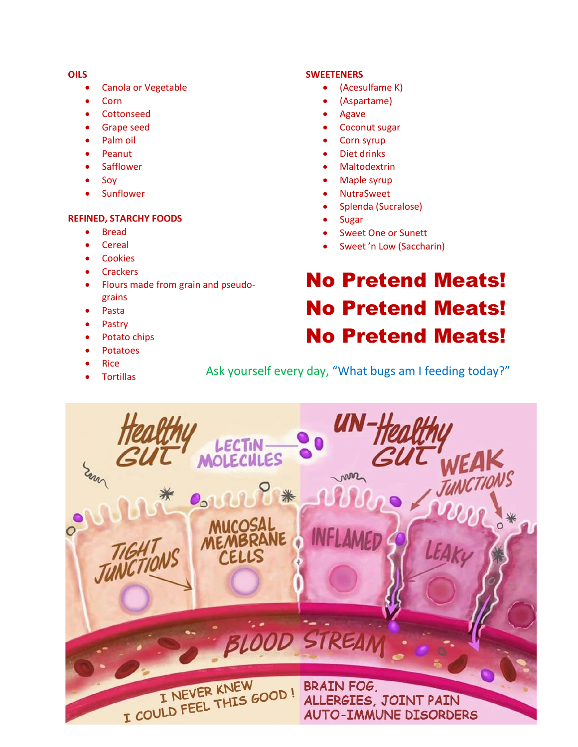**OILS**

- Canola or Vegetable
- Corn
- Cottonseed
- Grape seed
- Palm oil
- Peanut
- Safflower
- Soy
- Sunflower

**REFINED, STARCHY FOODS**

- Bread
- Cereal
- Cookies
- Crackers
- Flours made from grain and pseudo-grains
- Pasta
- Pastry
- Potato chips
- Potatoes
- Rice
- Tortillas

**SWEETENERS**

- (Acesulfame K)
- (Aspartame)
- Agave
- Coconut sugar
- Corn syrup
- Diet drinks
- Maltodextrin
- Maple syrup
- NutraSweet
- Splenda (Sucralose)
- Sugar
- Sweet One or Sunett
- Sweet 'n Low (Saccharin)

# No Pretend Meats!
# No Pretend Meats!
# No Pretend Meats!

Ask yourself every day, "What bugs am I feeding today?"

Healthy GUT

LECTIN MOLECULES

UN-Healthy GUT

WEAK JUNCTIONS

TIGHT JUNCTIONS

MUCOSAL MEMBRANE CELLS

INFLAMED

LEAKY

BLOOD STREAM

I NEVER KNEW I COULD FEEL THIS GOOD!

BRAIN FOG, ALLERGIES, JOINT PAIN AUTO-IMMUNE DISORDERS